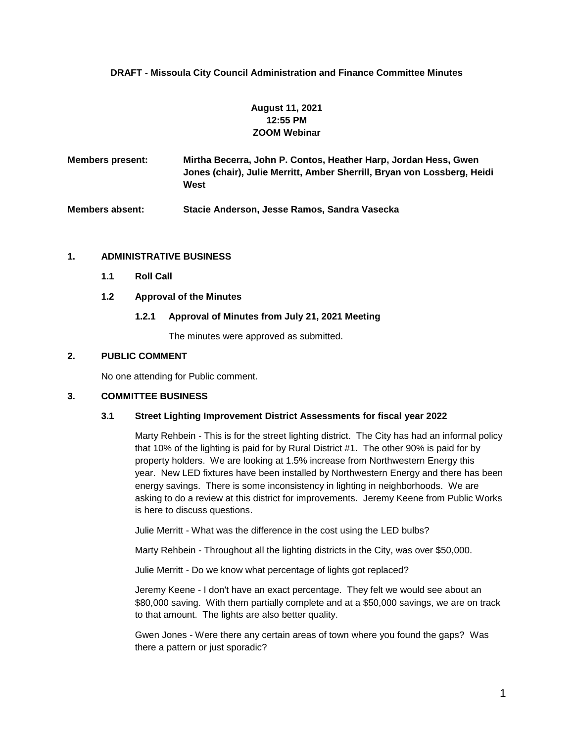**DRAFT - Missoula City Council Administration and Finance Committee Minutes**

**August 11, 2021**
**12:55 PM**
**ZOOM Webinar**

**Members present:** **Mirtha Becerra, John P. Contos, Heather Harp, Jordan Hess, Gwen Jones (chair), Julie Merritt, Amber Sherrill, Bryan von Lossberg, Heidi West**

**Members absent:** **Stacie Anderson, Jesse Ramos, Sandra Vasecka**

## 1. ADMINISTRATIVE BUSINESS

### 1.1 Roll Call

### 1.2 Approval of the Minutes

#### 1.2.1 Approval of Minutes from July 21, 2021 Meeting

The minutes were approved as submitted.

## 2. PUBLIC COMMENT

No one attending for Public comment.

## 3. COMMITTEE BUSINESS

### 3.1 Street Lighting Improvement District Assessments for fiscal year 2022

Marty Rehbein - This is for the street lighting district. The City has had an informal policy that 10% of the lighting is paid for by Rural District #1. The other 90% is paid for by property holders. We are looking at 1.5% increase from Northwestern Energy this year. New LED fixtures have been installed by Northwestern Energy and there has been energy savings. There is some inconsistency in lighting in neighborhoods. We are asking to do a review at this district for improvements. Jeremy Keene from Public Works is here to discuss questions.

Julie Merritt - What was the difference in the cost using the LED bulbs?

Marty Rehbein - Throughout all the lighting districts in the City, was over $50,000.

Julie Merritt - Do we know what percentage of lights got replaced?

Jeremy Keene - I don't have an exact percentage. They felt we would see about an $80,000 saving. With them partially complete and at a $50,000 savings, we are on track to that amount. The lights are also better quality.

Gwen Jones - Were there any certain areas of town where you found the gaps? Was there a pattern or just sporadic?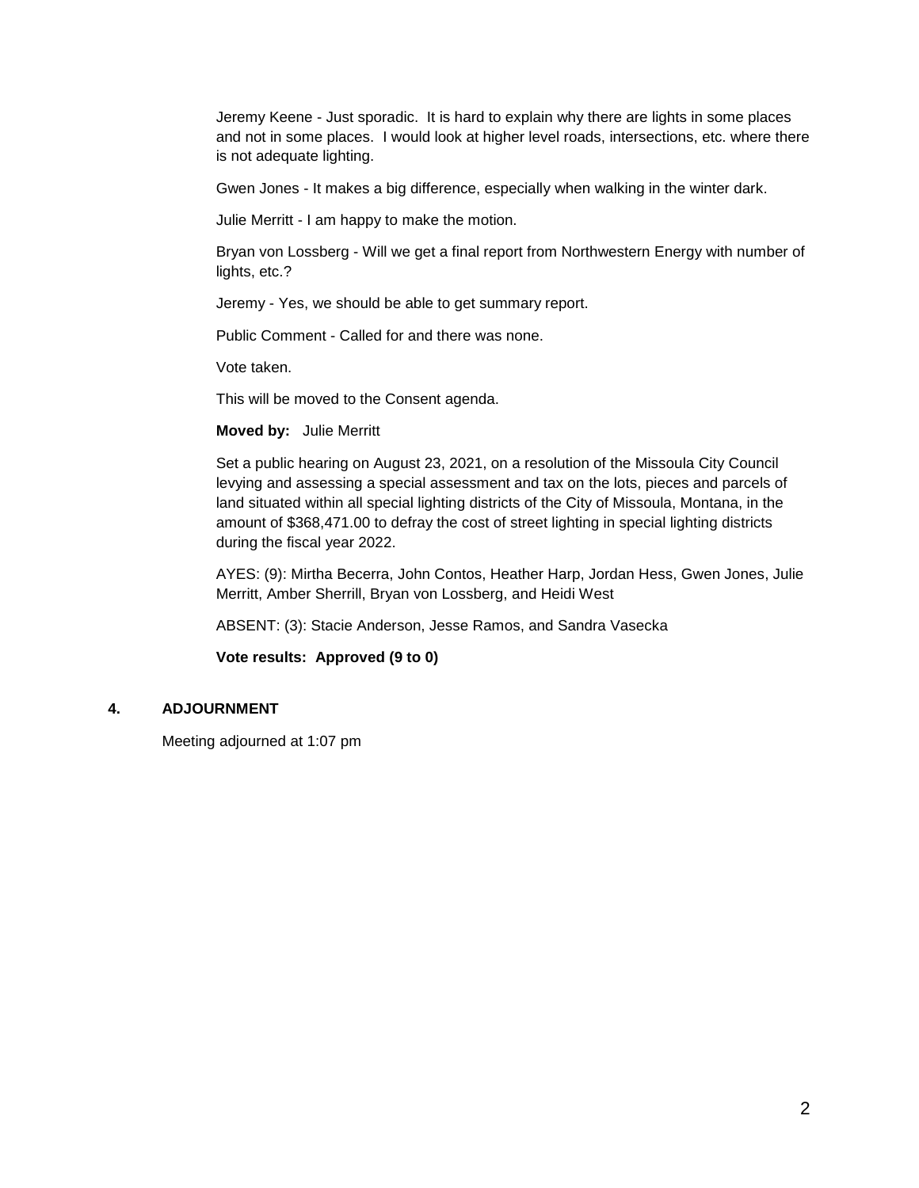Jeremy Keene - Just sporadic. It is hard to explain why there are lights in some places and not in some places. I would look at higher level roads, intersections, etc. where there is not adequate lighting.

Gwen Jones - It makes a big difference, especially when walking in the winter dark.

Julie Merritt - I am happy to make the motion.

Bryan von Lossberg - Will we get a final report from Northwestern Energy with number of lights, etc.?

Jeremy - Yes, we should be able to get summary report.

Public Comment - Called for and there was none.

Vote taken.

This will be moved to the Consent agenda.

**Moved by:** Julie Merritt

Set a public hearing on August 23, 2021, on a resolution of the Missoula City Council levying and assessing a special assessment and tax on the lots, pieces and parcels of land situated within all special lighting districts of the City of Missoula, Montana, in the amount of $368,471.00 to defray the cost of street lighting in special lighting districts during the fiscal year 2022.

AYES: (9): Mirtha Becerra, John Contos, Heather Harp, Jordan Hess, Gwen Jones, Julie Merritt, Amber Sherrill, Bryan von Lossberg, and Heidi West

ABSENT: (3): Stacie Anderson, Jesse Ramos, and Sandra Vasecka

**Vote results: Approved (9 to 0)**

## 4. ADJOURNMENT

Meeting adjourned at 1:07 pm